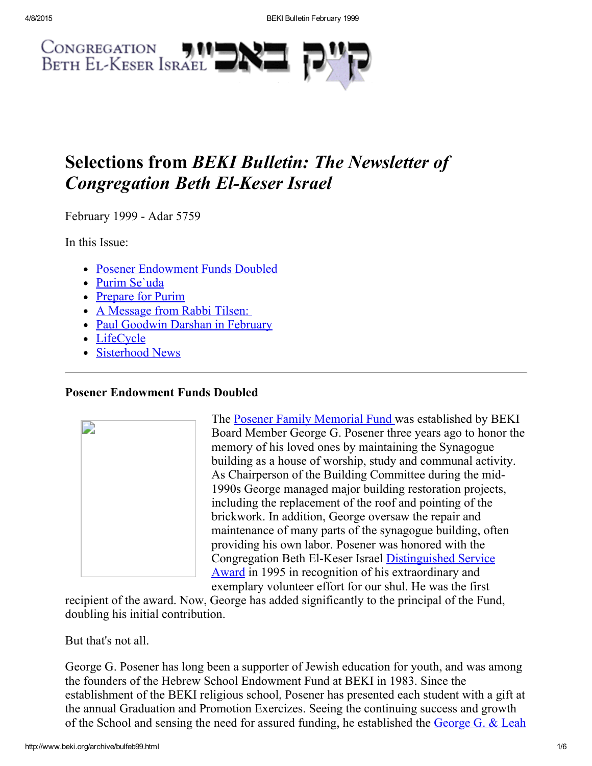# Selections from *BEKI Bulletin: The Newsletter of Congregation Beth El-Keser Israel*

February 1999 - Adar 5759

In this Issue:

- Posener Endowment Funds Doubled
- Purim Se`uda
- Prepare for Purim
- A Message from Rabbi Tilsen:
- Paul Goodwin Darshan in February
- LifeCycle
- Sisterhood News

---

### Posener Endowment Funds Doubled

The Posener Family Memorial Fund was established by BEKI Board Member George G. Posener three years ago to honor the memory of his loved ones by maintaining the Synagogue building as a house of worship, study and communal activity. As Chairperson of the Building Committee during the mid-1990s George managed major building restoration projects, including the replacement of the roof and pointing of the brickwork. In addition, George oversaw the repair and maintenance of many parts of the synagogue building, often providing his own labor. Posener was honored with the Congregation Beth El-Keser Israel Distinguished Service Award in 1995 in recognition of his extraordinary and exemplary volunteer effort for our shul. He was the first recipient of the award. Now, George has added significantly to the principal of the Fund, doubling his initial contribution.

But that's not all.

George G. Posener has long been a supporter of Jewish education for youth, and was among the founders of the Hebrew School Endowment Fund at BEKI in 1983. Since the establishment of the BEKI religious school, Posener has presented each student with a gift at the annual Graduation and Promotion Exercizes. Seeing the continuing success and growth of the School and sensing the need for assured funding, he established the George G. & Leah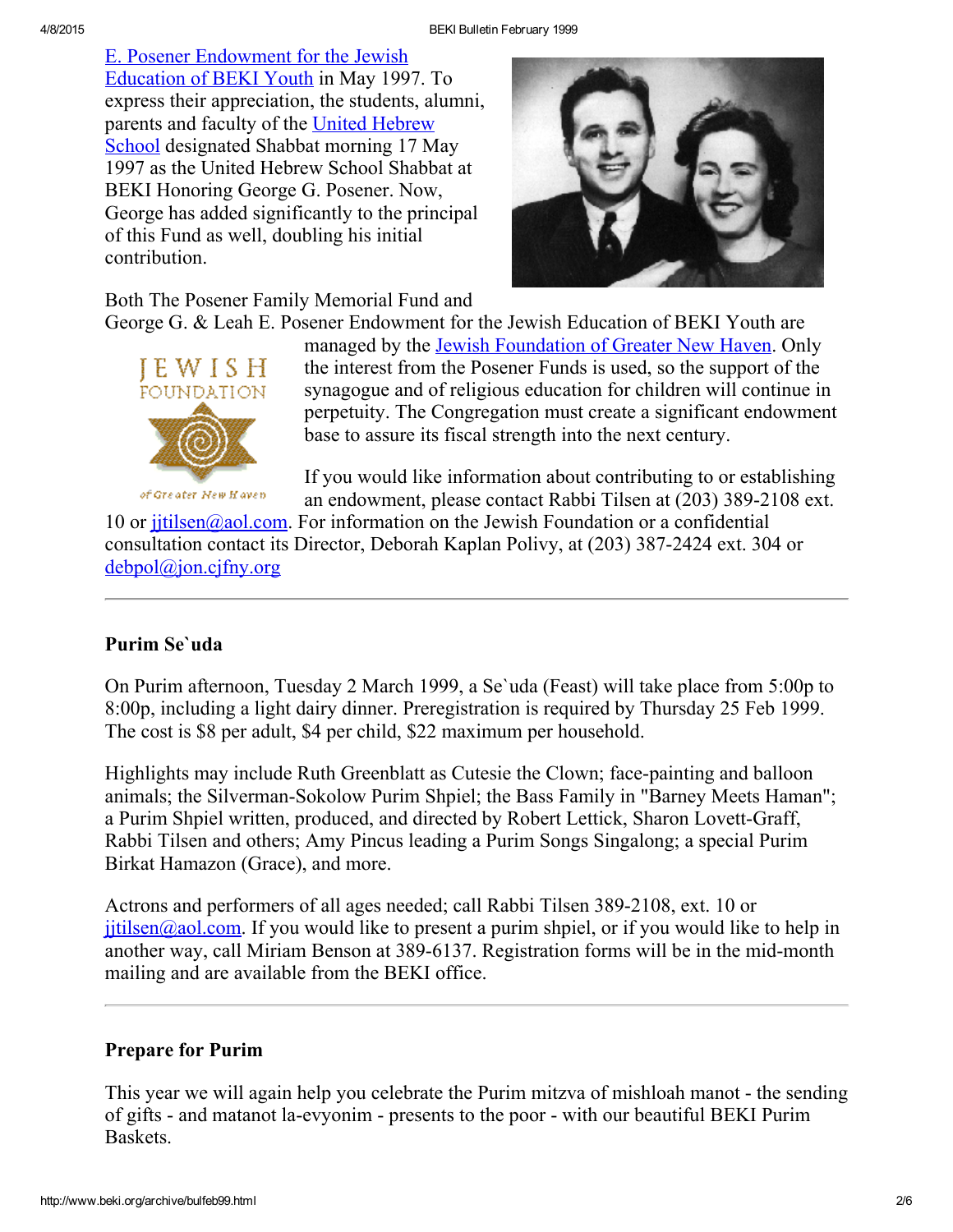E. Posener Endowment for the Jewish Education of BEKI Youth in May 1997. To express their appreciation, the students, alumni, parents and faculty of the United Hebrew School designated Shabbat morning 17 May 1997 as the United Hebrew School Shabbat at BEKI Honoring George G. Posener. Now, George has added significantly to the principal of this Fund as well, doubling his initial contribution.

Both The Posener Family Memorial Fund and George G. & Leah E. Posener Endowment for the Jewish Education of BEKI Youth are managed by the Jewish Foundation of Greater New Haven. Only the interest from the Posener Funds is used, so the support of the synagogue and of religious education for children will continue in perpetuity. The Congregation must create a significant endowment base to assure its fiscal strength into the next century.

If you would like information about contributing to or establishing an endowment, please contact Rabbi Tilsen at (203) 389-2108 ext. 10 or jjtilsen@aol.com. For information on the Jewish Foundation or a confidential consultation contact its Director, Deborah Kaplan Polivy, at (203) 387-2424 ext. 304 or debpol@jon.cjfny.org

---

### Purim Se`uda

On Purim afternoon, Tuesday 2 March 1999, a Se`uda (Feast) will take place from 5:00p to 8:00p, including a light dairy dinner. Preregistration is required by Thursday 25 Feb 1999. The cost is $8 per adult, $4 per child, $22 maximum per household.

Highlights may include Ruth Greenblatt as Cutesie the Clown; face-painting and balloon animals; the Silverman-Sokolow Purim Shpiel; the Bass Family in "Barney Meets Haman"; a Purim Shpiel written, produced, and directed by Robert Lettick, Sharon Lovett-Graff, Rabbi Tilsen and others; Amy Pincus leading a Purim Songs Singalong; a special Purim Birkat Hamazon (Grace), and more.

Actrons and performers of all ages needed; call Rabbi Tilsen 389-2108, ext. 10 or jjtilsen@aol.com. If you would like to present a purim shpiel, or if you would like to help in another way, call Miriam Benson at 389-6137. Registration forms will be in the mid-month mailing and are available from the BEKI office.

---

### Prepare for Purim

This year we will again help you celebrate the Purim mitzva of mishloah manot - the sending of gifts - and matanot la-evyonim - presents to the poor - with our beautiful BEKI Purim Baskets.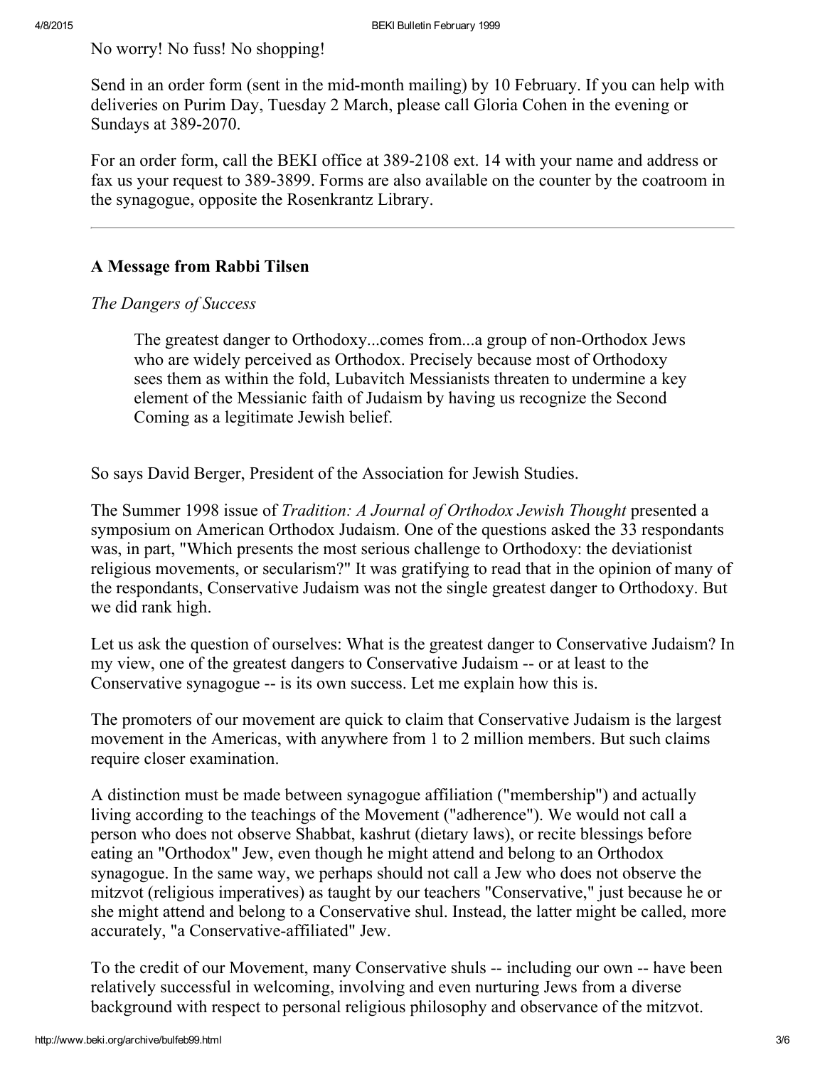No worry! No fuss! No shopping!

Send in an order form (sent in the mid-month mailing) by 10 February. If you can help with deliveries on Purim Day, Tuesday 2 March, please call Gloria Cohen in the evening or Sundays at 389-2070.

For an order form, call the BEKI office at 389-2108 ext. 14 with your name and address or fax us your request to 389-3899. Forms are also available on the counter by the coatroom in the synagogue, opposite the Rosenkrantz Library.

---

### A Message from Rabbi Tilsen

*The Dangers of Success*

> The greatest danger to Orthodoxy...comes from...a group of non-Orthodox Jews who are widely perceived as Orthodox. Precisely because most of Orthodoxy sees them as within the fold, Lubavitch Messianists threaten to undermine a key element of the Messianic faith of Judaism by having us recognize the Second Coming as a legitimate Jewish belief.

So says David Berger, President of the Association for Jewish Studies.

The Summer 1998 issue of *Tradition: A Journal of Orthodox Jewish Thought* presented a symposium on American Orthodox Judaism. One of the questions asked the 33 respondants was, in part, "Which presents the most serious challenge to Orthodoxy: the deviationist religious movements, or secularism?" It was gratifying to read that in the opinion of many of the respondants, Conservative Judaism was not the single greatest danger to Orthodoxy. But we did rank high.

Let us ask the question of ourselves: What is the greatest danger to Conservative Judaism? In my view, one of the greatest dangers to Conservative Judaism -- or at least to the Conservative synagogue -- is its own success. Let me explain how this is.

The promoters of our movement are quick to claim that Conservative Judaism is the largest movement in the Americas, with anywhere from 1 to 2 million members. But such claims require closer examination.

A distinction must be made between synagogue affiliation ("membership") and actually living according to the teachings of the Movement ("adherence"). We would not call a person who does not observe Shabbat, kashrut (dietary laws), or recite blessings before eating an "Orthodox" Jew, even though he might attend and belong to an Orthodox synagogue. In the same way, we perhaps should not call a Jew who does not observe the mitzvot (religious imperatives) as taught by our teachers "Conservative," just because he or she might attend and belong to a Conservative shul. Instead, the latter might be called, more accurately, "a Conservative-affiliated" Jew.

To the credit of our Movement, many Conservative shuls -- including our own -- have been relatively successful in welcoming, involving and even nurturing Jews from a diverse background with respect to personal religious philosophy and observance of the mitzvot.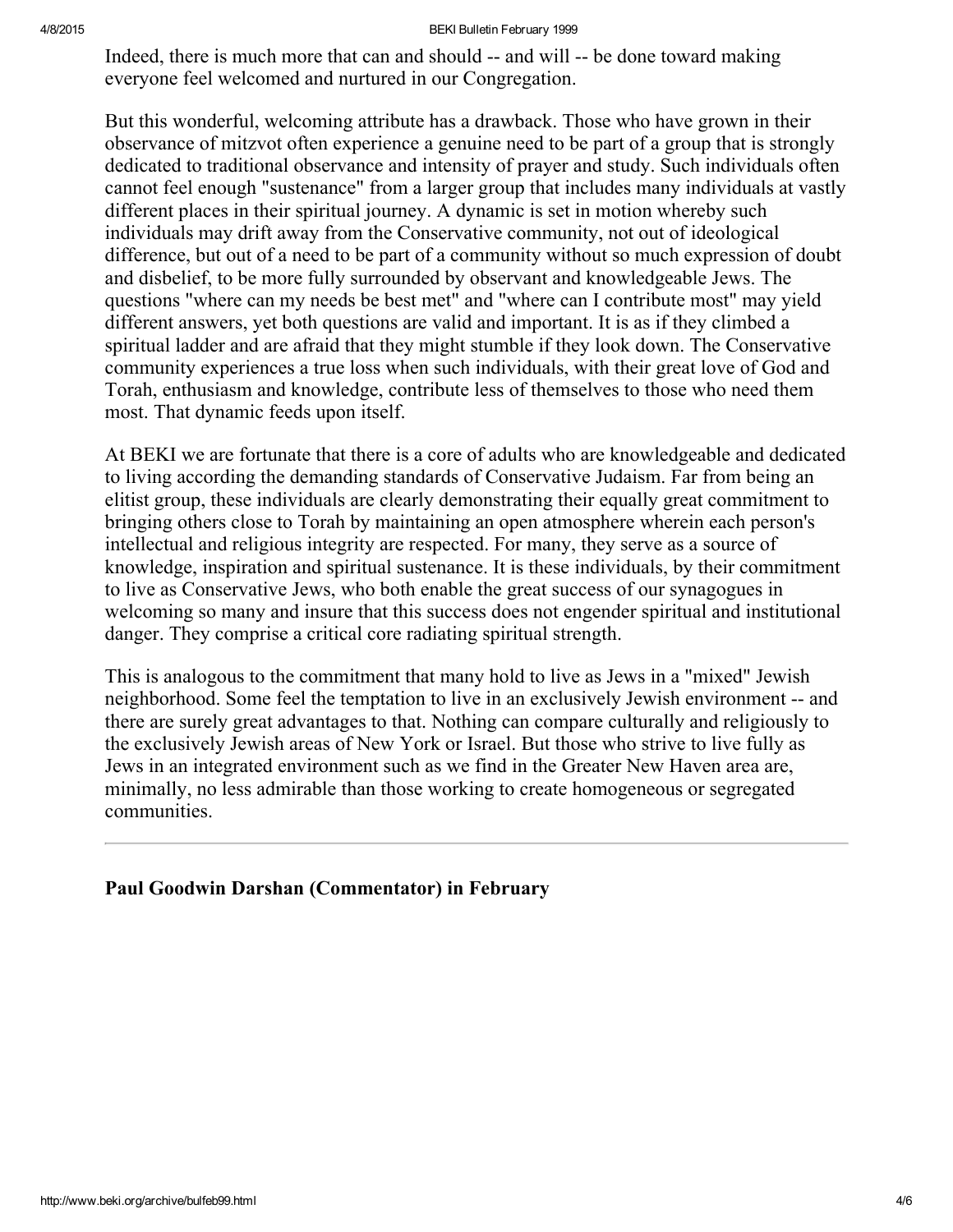Indeed, there is much more that can and should -- and will -- be done toward making everyone feel welcomed and nurtured in our Congregation.

But this wonderful, welcoming attribute has a drawback. Those who have grown in their observance of mitzvot often experience a genuine need to be part of a group that is strongly dedicated to traditional observance and intensity of prayer and study. Such individuals often cannot feel enough "sustenance" from a larger group that includes many individuals at vastly different places in their spiritual journey. A dynamic is set in motion whereby such individuals may drift away from the Conservative community, not out of ideological difference, but out of a need to be part of a community without so much expression of doubt and disbelief, to be more fully surrounded by observant and knowledgeable Jews. The questions "where can my needs be best met" and "where can I contribute most" may yield different answers, yet both questions are valid and important. It is as if they climbed a spiritual ladder and are afraid that they might stumble if they look down. The Conservative community experiences a true loss when such individuals, with their great love of God and Torah, enthusiasm and knowledge, contribute less of themselves to those who need them most. That dynamic feeds upon itself.

At BEKI we are fortunate that there is a core of adults who are knowledgeable and dedicated to living according the demanding standards of Conservative Judaism. Far from being an elitist group, these individuals are clearly demonstrating their equally great commitment to bringing others close to Torah by maintaining an open atmosphere wherein each person's intellectual and religious integrity are respected. For many, they serve as a source of knowledge, inspiration and spiritual sustenance. It is these individuals, by their commitment to live as Conservative Jews, who both enable the great success of our synagogues in welcoming so many and insure that this success does not engender spiritual and institutional danger. They comprise a critical core radiating spiritual strength.

This is analogous to the commitment that many hold to live as Jews in a "mixed" Jewish neighborhood. Some feel the temptation to live in an exclusively Jewish environment -- and there are surely great advantages to that. Nothing can compare culturally and religiously to the exclusively Jewish areas of New York or Israel. But those who strive to live fully as Jews in an integrated environment such as we find in the Greater New Haven area are, minimally, no less admirable than those working to create homogeneous or segregated communities.

---

**Paul Goodwin Darshan (Commentator) in February**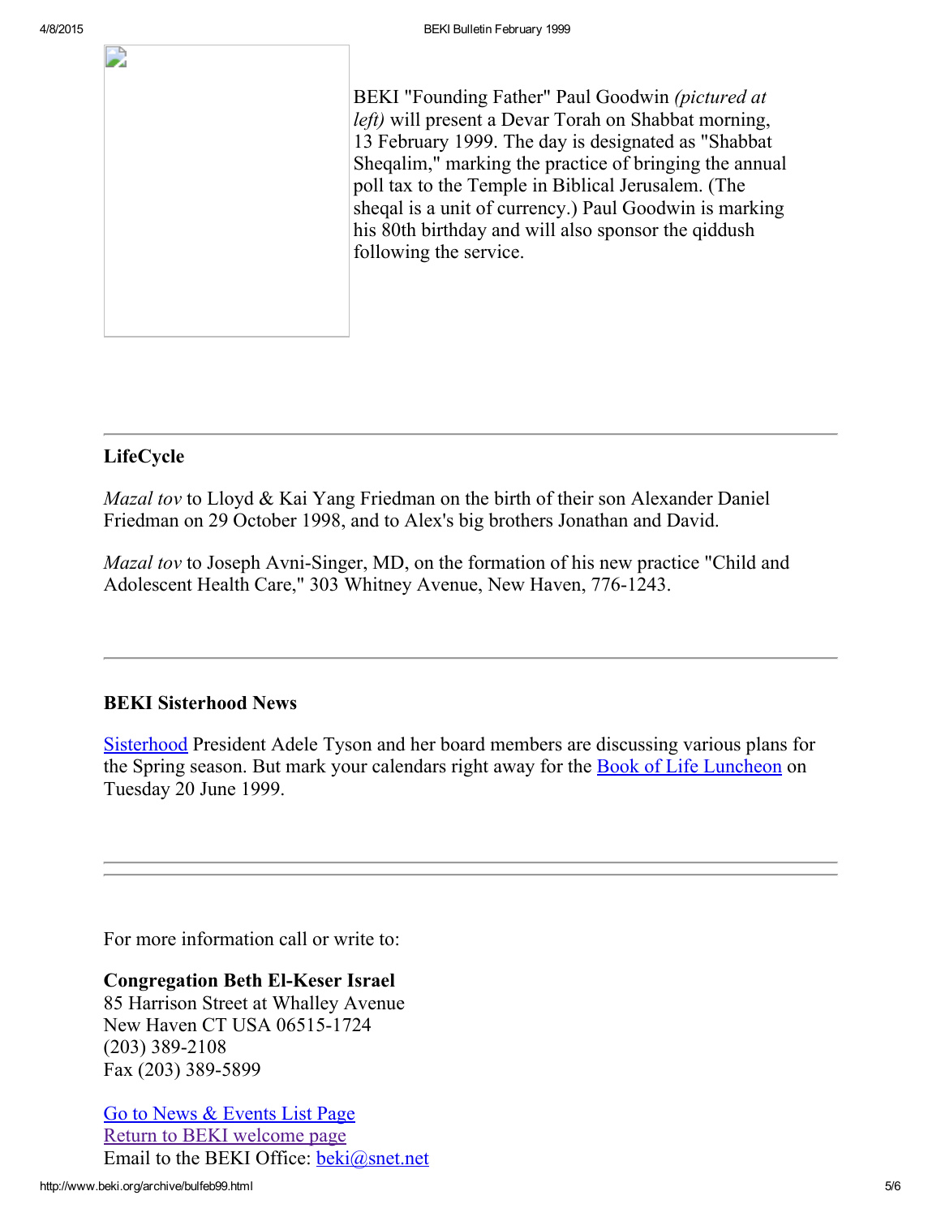BEKI "Founding Father" Paul Goodwin *(pictured at left)* will present a Devar Torah on Shabbat morning, 13 February 1999. The day is designated as "Shabbat Sheqalim," marking the practice of bringing the annual poll tax to the Temple in Biblical Jerusalem. (The sheqal is a unit of currency.) Paul Goodwin is marking his 80th birthday and will also sponsor the qiddush following the service.

---

### LifeCycle

*Mazal tov* to Lloyd & Kai Yang Friedman on the birth of their son Alexander Daniel Friedman on 29 October 1998, and to Alex's big brothers Jonathan and David.

*Mazal tov* to Joseph Avni-Singer, MD, on the formation of his new practice "Child and Adolescent Health Care," 303 Whitney Avenue, New Haven, 776-1243.

---

### BEKI Sisterhood News

Sisterhood President Adele Tyson and her board members are discussing various plans for the Spring season. But mark your calendars right away for the Book of Life Luncheon on Tuesday 20 June 1999.

---

---

For more information call or write to:

**Congregation Beth El-Keser Israel**
85 Harrison Street at Whalley Avenue
New Haven CT USA 06515-1724
(203) 389-2108
Fax (203) 389-5899

Go to News & Events List Page
Return to BEKI welcome page
Email to the BEKI Office: beki@snet.net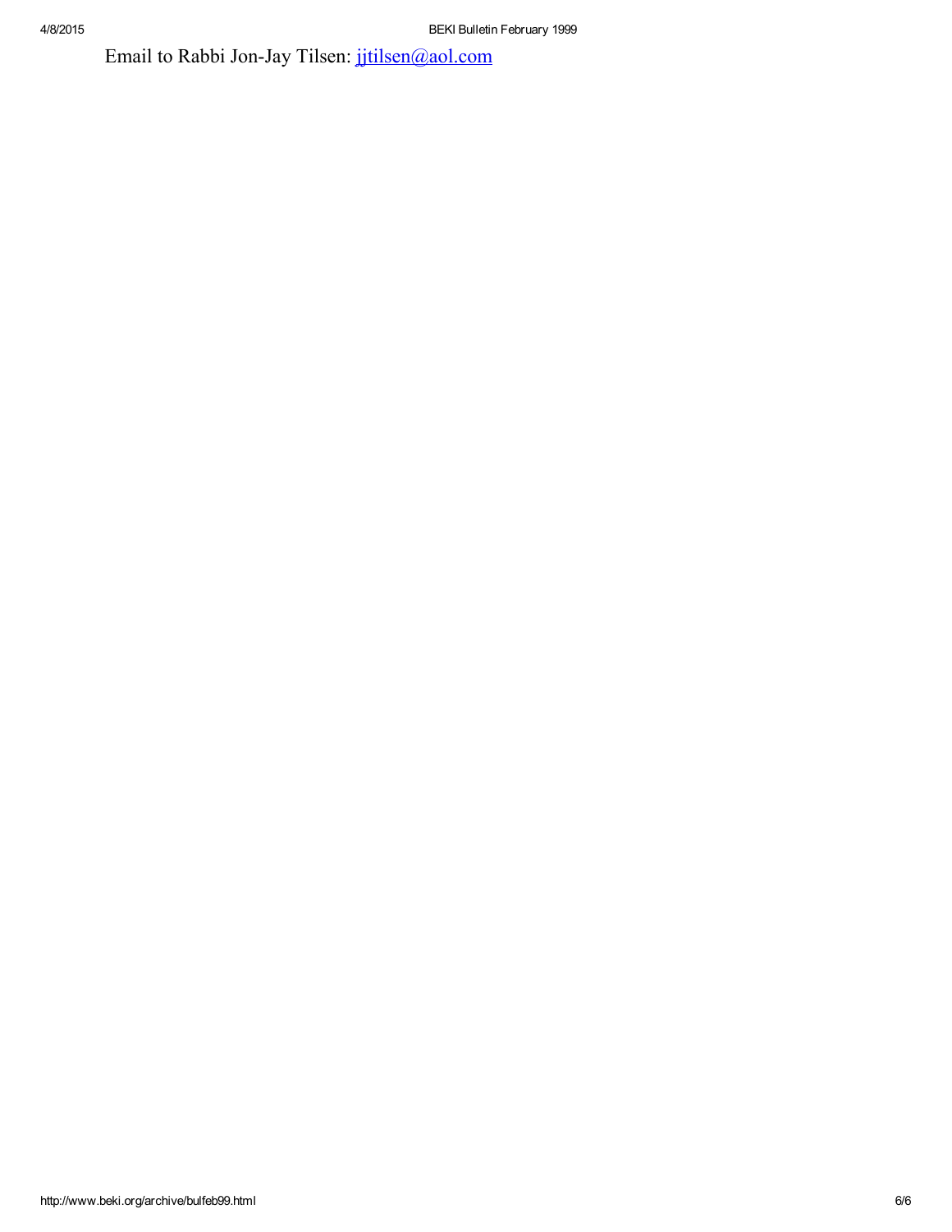Email to Rabbi Jon-Jay Tilsen: jjtilsen@aol.com